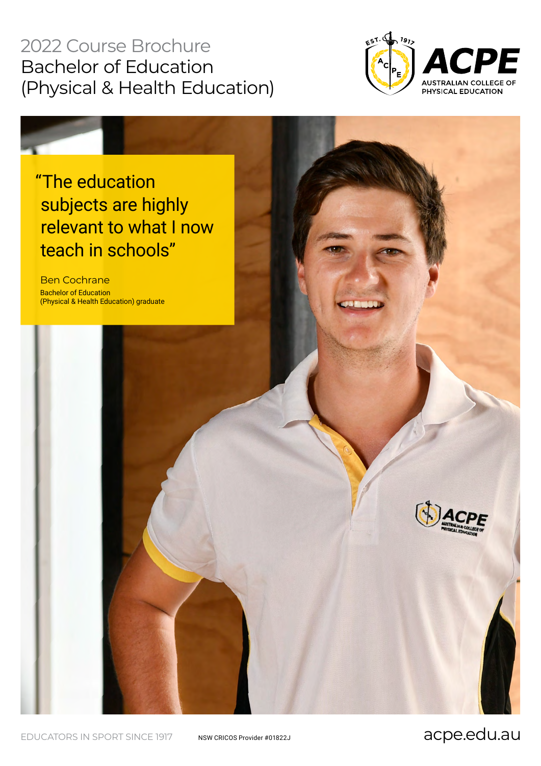2022 Course Brochure

# Bachelor of Education (Physical & Health Education)

ACPE
AUSTRALIAN COLLEGE OF PHYSICAL EDUCATION

"The education subjects are highly relevant to what I now teach in schools"

Ben Cochrane
Bachelor of Education (Physical & Health Education) graduate

EDUCATORS IN SPORT SINCE 1917

NSW CRICOS Provider #01822J

acpe.edu.au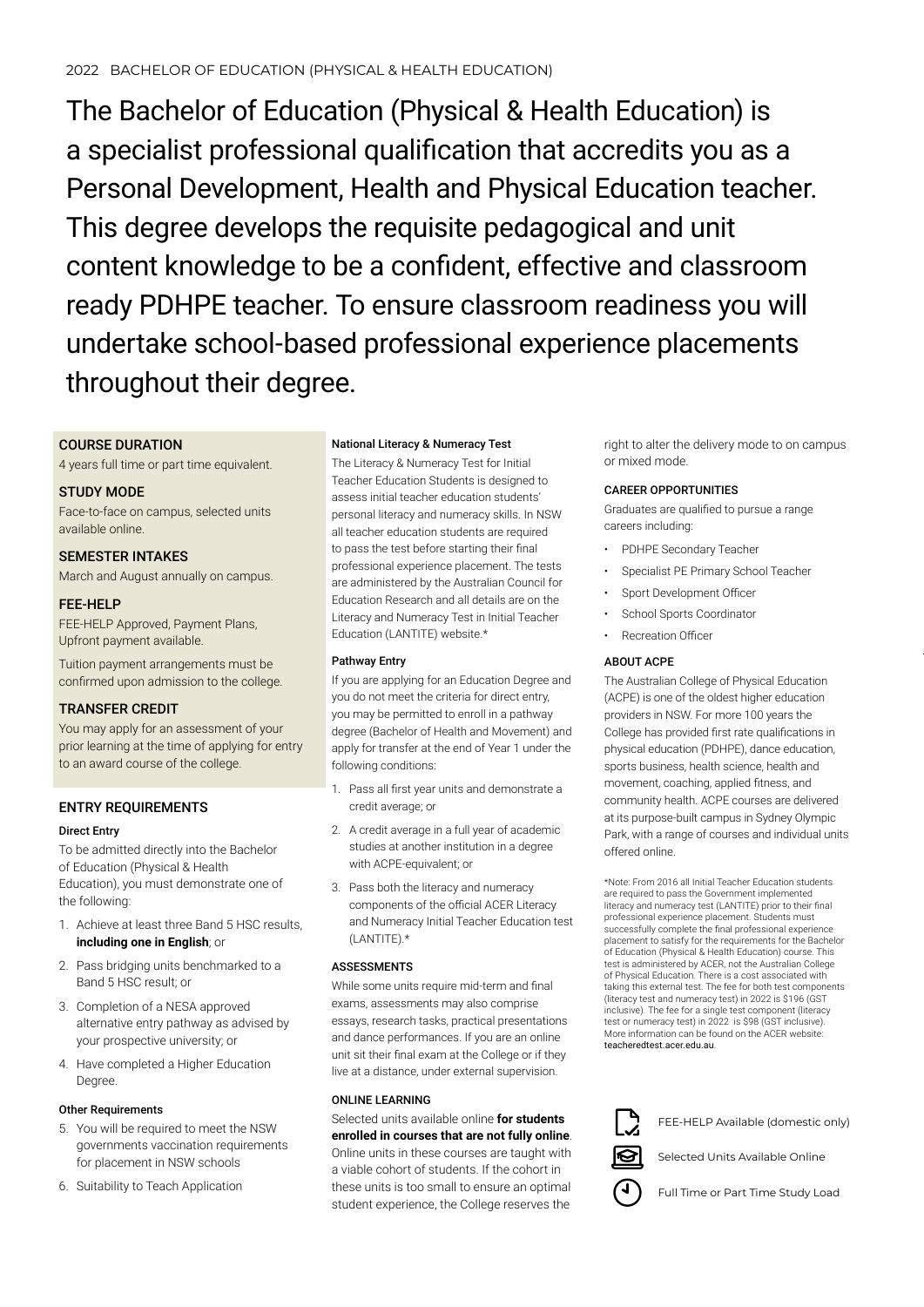2022 BACHELOR OF EDUCATION (PHYSICAL & HEALTH EDUCATION)

# The Bachelor of Education (Physical & Health Education) is a specialist professional qualification that accredits you as a Personal Development, Health and Physical Education teacher. This degree develops the requisite pedagogical and unit content knowledge to be a confident, effective and classroom ready PDHPE teacher. To ensure classroom readiness you will undertake school-based professional experience placements throughout their degree.

## COURSE DURATION

4 years full time or part time equivalent.

## STUDY MODE

Face-to-face on campus, selected units available online.

## SEMESTER INTAKES

March and August annually on campus.

## FEE-HELP

FEE-HELP Approved, Payment Plans, Upfront payment available.

Tuition payment arrangements must be confirmed upon admission to the college.

## TRANSFER CREDIT

You may apply for an assessment of your prior learning at the time of applying for entry to an award course of the college.

## ENTRY REQUIREMENTS

### Direct Entry

To be admitted directly into the Bachelor of Education (Physical & Health Education), you must demonstrate one of the following:

1. Achieve at least three Band 5 HSC results, **including one in English**; or
2. Pass bridging units benchmarked to a Band 5 HSC result; or
3. Completion of a NESA approved alternative entry pathway as advised by your prospective university; or
4. Have completed a Higher Education Degree.

### Other Requirements

5. You will be required to meet the NSW governments vaccination requirements for placement in NSW schools
6. Suitability to Teach Application

### National Literacy & Numeracy Test

The Literacy & Numeracy Test for Initial Teacher Education Students is designed to assess initial teacher education students' personal literacy and numeracy skills. In NSW all teacher education students are required to pass the test before starting their final professional experience placement. The tests are administered by the Australian Council for Education Research and all details are on the Literacy and Numeracy Test in Initial Teacher Education (LANTITE) website.*

### Pathway Entry

If you are applying for an Education Degree and you do not meet the criteria for direct entry, you may be permitted to enroll in a pathway degree (Bachelor of Health and Movement) and apply for transfer at the end of Year 1 under the following conditions:

1. Pass all first year units and demonstrate a credit average; or
2. A credit average in a full year of academic studies at another institution in a degree with ACPE-equivalent; or
3. Pass both the literacy and numeracy components of the official ACER Literacy and Numeracy Initial Teacher Education test (LANTITE).*

### ASSESSMENTS

While some units require mid-term and final exams, assessments may also comprise essays, research tasks, practical presentations and dance performances. If you are an online unit sit their final exam at the College or if they live at a distance, under external supervision.

### ONLINE LEARNING

Selected units available online **for students enrolled in courses that are not fully online**. Online units in these courses are taught with a viable cohort of students. If the cohort in these units is too small to ensure an optimal student experience, the College reserves the right to alter the delivery mode to on campus or mixed mode.

### CAREER OPPORTUNITIES

Graduates are qualified to pursue a range careers including:

- PDHPE Secondary Teacher
- Specialist PE Primary School Teacher
- Sport Development Officer
- School Sports Coordinator
- Recreation Officer

### ABOUT ACPE

The Australian College of Physical Education (ACPE) is one of the oldest higher education providers in NSW. For more 100 years the College has provided first rate qualifications in physical education (PDHPE), dance education, sports business, health science, health and movement, coaching, applied fitness, and community health. ACPE courses are delivered at its purpose-built campus in Sydney Olympic Park, with a range of courses and individual units offered online.

*Note: From 2016 all Initial Teacher Education students are required to pass the Government implemented literacy and numeracy test (LANTITE) prior to their final professional experience placement. Students must successfully complete the final professional experience placement to satisfy for the requirements for the Bachelor of Education (Physical & Health Education) course. This test is administered by ACER, not the Australian College of Physical Education. There is a cost associated with taking this external test. The fee for both test components (literacy test and numeracy test) in 2022 is $196 (GST inclusive). The fee for a single test component (literacy test or numeracy test) in 2022 is $98 (GST inclusive). More information can be found on the ACER website: teacheredtest.acer.edu.au.

FEE-HELP Available (domestic only)

Selected Units Available Online

Full Time or Part Time Study Load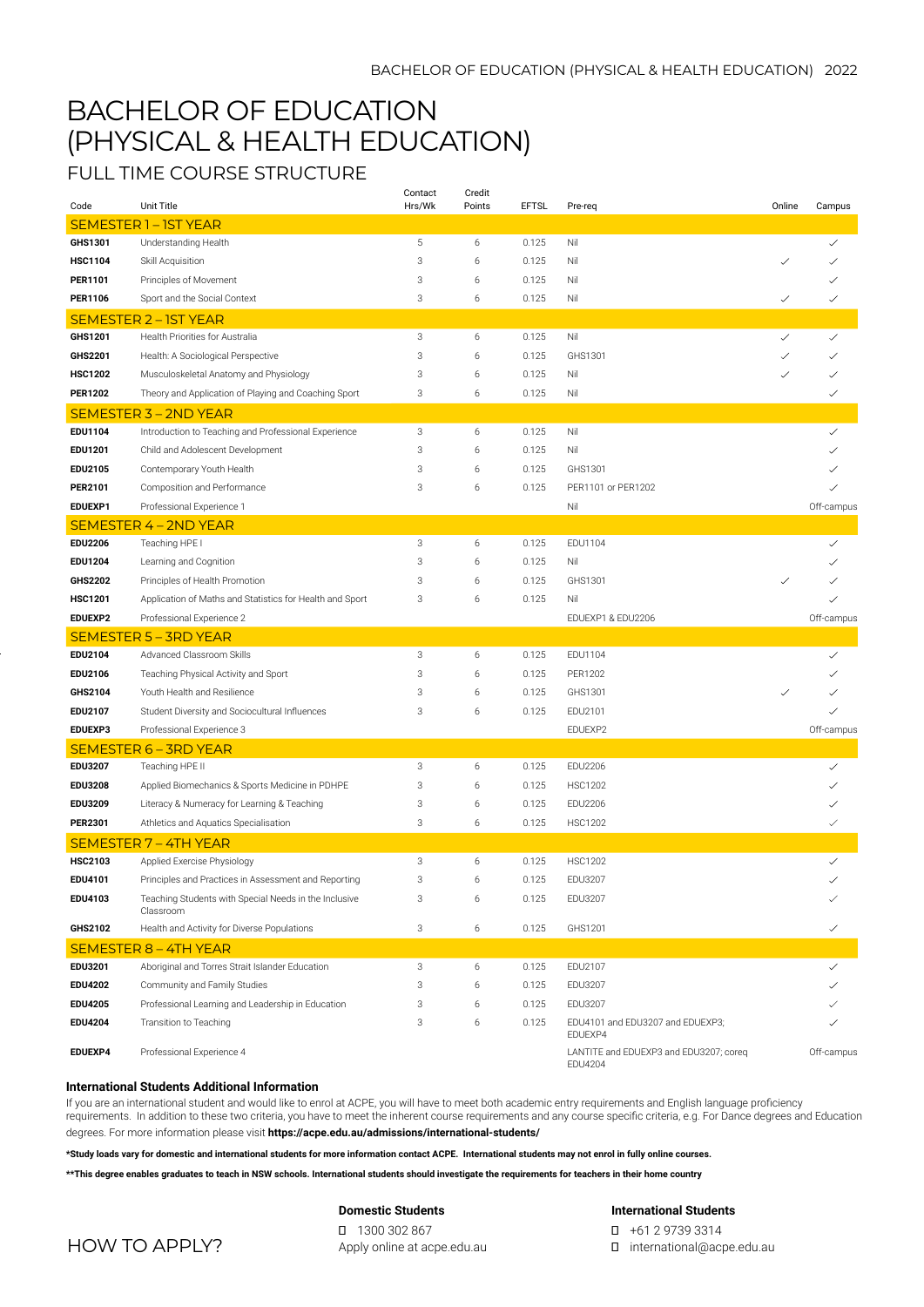# BACHELOR OF EDUCATION (PHYSICAL & HEALTH EDUCATION)

## FULL TIME COURSE STRUCTURE

| Code | Unit Title | Contact Hrs/Wk | Credit Points | EFTSL | Pre-req | Online | Campus |
|---|---|---|---|---|---|---|---|
| **SEMESTER 1 – 1ST YEAR** | | | | | | | |
| **GHS1301** | Understanding Health | 5 | 6 | 0.125 | Nil | | ✓ |
| **HSC1104** | Skill Acquisition | 3 | 6 | 0.125 | Nil | ✓ | ✓ |
| **PER1101** | Principles of Movement | 3 | 6 | 0.125 | Nil | | ✓ |
| **PER1106** | Sport and the Social Context | 3 | 6 | 0.125 | Nil | ✓ | ✓ |
| **SEMESTER 2 – 1ST YEAR** | | | | | | | |
| **GHS1201** | Health Priorities for Australia | 3 | 6 | 0.125 | Nil | ✓ | ✓ |
| **GHS2201** | Health: A Sociological Perspective | 3 | 6 | 0.125 | GHS1301 | ✓ | ✓ |
| **HSC1202** | Musculoskeletal Anatomy and Physiology | 3 | 6 | 0.125 | Nil | ✓ | ✓ |
| **PER1202** | Theory and Application of Playing and Coaching Sport | 3 | 6 | 0.125 | Nil | | ✓ |
| **SEMESTER 3 – 2ND YEAR** | | | | | | | |
| **EDU1104** | Introduction to Teaching and Professional Experience | 3 | 6 | 0.125 | Nil | | ✓ |
| **EDU1201** | Child and Adolescent Development | 3 | 6 | 0.125 | Nil | | ✓ |
| **EDU2105** | Contemporary Youth Health | 3 | 6 | 0.125 | GHS1301 | | ✓ |
| **PER2101** | Composition and Performance | 3 | 6 | 0.125 | PER1101 or PER1202 | | ✓ |
| **EDUEXP1** | Professional Experience 1 | | | | Nil | | Off-campus |
| **SEMESTER 4 – 2ND YEAR** | | | | | | | |
| **EDU2206** | Teaching HPE I | 3 | 6 | 0.125 | EDU1104 | | ✓ |
| **EDU1204** | Learning and Cognition | 3 | 6 | 0.125 | Nil | | ✓ |
| **GHS2202** | Principles of Health Promotion | 3 | 6 | 0.125 | GHS1301 | ✓ | ✓ |
| **HSC1201** | Application of Maths and Statistics for Health and Sport | 3 | 6 | 0.125 | Nil | | ✓ |
| **EDUEXP2** | Professional Experience 2 | | | | EDUEXP1 & EDU2206 | | Off-campus |
| **SEMESTER 5 – 3RD YEAR** | | | | | | | |
| **EDU2104** | Advanced Classroom Skills | 3 | 6 | 0.125 | EDU1104 | | ✓ |
| **EDU2106** | Teaching Physical Activity and Sport | 3 | 6 | 0.125 | PER1202 | | ✓ |
| **GHS2104** | Youth Health and Resilience | 3 | 6 | 0.125 | GHS1301 | ✓ | ✓ |
| **EDU2107** | Student Diversity and Sociocultural Influences | 3 | 6 | 0.125 | EDU2101 | | ✓ |
| **EDUEXP3** | Professional Experience 3 | | | | EDUEXP2 | | Off-campus |
| **SEMESTER 6 – 3RD YEAR** | | | | | | | |
| **EDU3207** | Teaching HPE II | 3 | 6 | 0.125 | EDU2206 | | ✓ |
| **EDU3208** | Applied Biomechanics & Sports Medicine in PDHPE | 3 | 6 | 0.125 | HSC1202 | | ✓ |
| **EDU3209** | Literacy & Numeracy for Learning & Teaching | 3 | 6 | 0.125 | EDU2206 | | ✓ |
| **PER2301** | Athletics and Aquatics Specialisation | 3 | 6 | 0.125 | HSC1202 | | ✓ |
| **SEMESTER 7 – 4TH YEAR** | | | | | | | |
| **HSC2103** | Applied Exercise Physiology | 3 | 6 | 0.125 | HSC1202 | | ✓ |
| **EDU4101** | Principles and Practices in Assessment and Reporting | 3 | 6 | 0.125 | EDU3207 | | ✓ |
| **EDU4103** | Teaching Students with Special Needs in the Inclusive Classroom | 3 | 6 | 0.125 | EDU3207 | | ✓ |
| **GHS2102** | Health and Activity for Diverse Populations | 3 | 6 | 0.125 | GHS1201 | | ✓ |
| **SEMESTER 8 – 4TH YEAR** | | | | | | | |
| **EDU3201** | Aboriginal and Torres Strait Islander Education | 3 | 6 | 0.125 | EDU2107 | | ✓ |
| **EDU4202** | Community and Family Studies | 3 | 6 | 0.125 | EDU3207 | | ✓ |
| **EDU4205** | Professional Learning and Leadership in Education | 3 | 6 | 0.125 | EDU3207 | | ✓ |
| **EDU4204** | Transition to Teaching | 3 | 6 | 0.125 | EDU4101 and EDU3207 and EDUEXP3; EDUEXP4 | | ✓ |
| **EDUEXP4** | Professional Experience 4 | | | | LANTITE and EDUEXP3 and EDU3207; coreq EDU4204 | | Off-campus |

**International Students Additional Information**

If you are an international student and would like to enrol at ACPE, you will have to meet both academic entry requirements and English language proficiency requirements. In addition to these two criteria, you have to meet the inherent course requirements and any course specific criteria, e.g. For Dance degrees and Education degrees. For more information please visit **https://acpe.edu.au/admissions/international-students/**

**\*Study loads vary for domestic and international students for more information contact ACPE. International students may not enrol in fully online courses.**

**\*\*This degree enables graduates to teach in NSW schools. International students should investigate the requirements for teachers in their home country**

## HOW TO APPLY?

**Domestic Students**

1300 302 867

Apply online at acpe.edu.au

**International Students**

+61 2 9739 3314

international@acpe.edu.au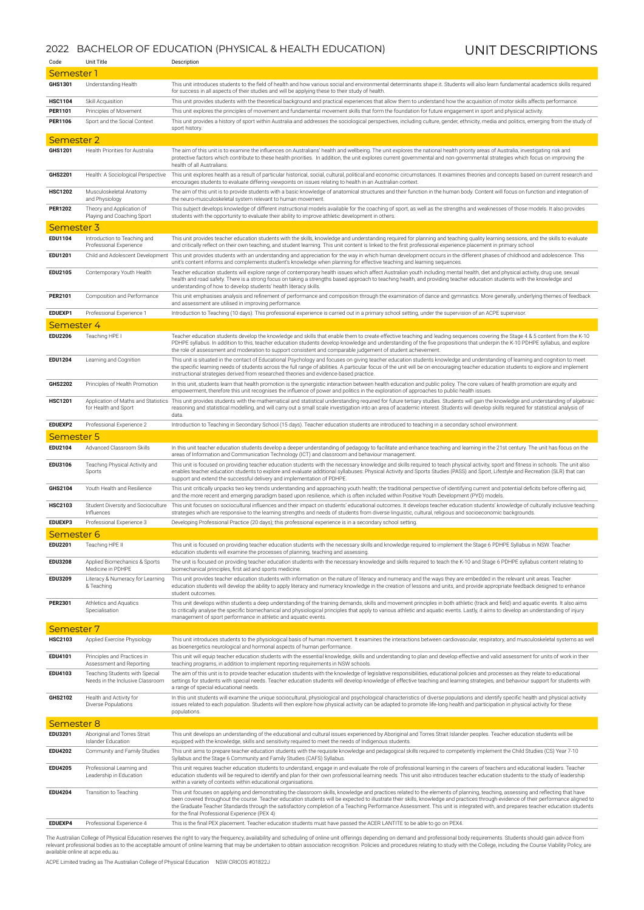# 2022 BACHELOR OF EDUCATION (PHYSICAL & HEALTH EDUCATION) UNIT DESCRIPTIONS

| Code | Unit Title | Description |
|---|---|---|
| **Semester 1** | | |
| **GHS1301** | Understanding Health | This unit introduces students to the field of health and how various social and environmental determinants shape it. Students will also learn fundamental academics skills required for success in all aspects of their studies and will be applying these to their study of health. |
| **HSC1104** | Skill Acquisition | This unit provides students with the theoretical background and practical experiences that allow them to understand how the acquisition of motor skills affects performance. |
| **PER1101** | Principles of Movement | This unit explores the principles of movement and fundamental movement skills that form the foundation for future engagement in sport and physical activity. |
| **PER1106** | Sport and the Social Context | This unit provides a history of sport within Australia and addresses the sociological perspectives, including culture, gender, ethnicity, media and politics, emerging from the study of sport history. |
| **Semester 2** | | |
| **GHS1201** | Health Priorities for Australia | The aim of this unit is to examine the influences on Australians' health and wellbeing. The unit explores the national health priority areas of Australia, investigating risk and protective factors which contribute to these health priorities. In addition, the unit explores current governmental and non-governmental strategies which focus on improving the health of all Australians. |
| **GHS2201** | Health: A Sociological Perspective | This unit explores health as a result of particular historical, social, cultural, political and economic circumstances. It examines theories and concepts based on current research and encourages students to evaluate differing viewpoints on issues relating to health in an Australian context. |
| **HSC1202** | Musculoskeletal Anatomy and Physiology | The aim of this unit is to provide students with a basic knowledge of anatomical structures and their function in the human body. Content will focus on function and integration of the neuro-musculoskeletal system relevant to human movement. |
| **PER1202** | Theory and Application of Playing and Coaching Sport | This subject develops knowledge of different instructional models available for the coaching of sport, as well as the strengths and weaknesses of those models. It also provides students with the opportunity to evaluate their ability to improve athletic development in others. |
| **Semester 3** | | |
| **EDU1104** | Introduction to Teaching and Professional Experience | This unit provides teacher education students with the skills, knowledge and understanding required for planning and teaching quality learning sessions, and the skills to evaluate and critically reflect on their own teaching, and student learning. This unit content is linked to the first professional experience placement in primary school |
| **EDU1201** | Child and Adolescent Development | This unit provides students with an understanding and appreciation for the way in which human development occurs in the different phases of childhood and adolescence. This unit's content informs and complements student's knowledge when planning for effective teaching and learning sequences. |
| **EDU2105** | Contemporary Youth Health | Teacher education students will explore range of contemporary health issues which affect Australian youth including mental health, diet and physical activity, drug use, sexual health and road safety. There is a strong focus on taking a strengths based approach to teaching health, and providing teacher education students with the knowledge and understanding of how to develop students' health literacy skills. |
| **PER2101** | Composition and Performance | This unit emphasises analysis and refinement of performance and composition through the examination of dance and gymnastics. More generally, underlying themes of feedback and assessment are utilised in improving performance. |
| **EDUEXP1** | Professional Experience 1 | Introduction to Teaching (10 days). This professional experience is carried out in a primary school setting, under the supervision of an ACPE supervisor. |
| **Semester 4** | | |
| **EDU2206** | Teaching HPE I | Teacher education students develop the knowledge and skills that enable them to create effective teaching and leading sequences covering the Stage 4 & 5 content from the K-10 PDHPE syllabus. In addition to this, teacher education students develop knowledge and understanding of the five propositions that underpin the K-10 PDHPE syllabus, and explore the role of assessment and moderation to support consistent and comparable judgement of student achievement. |
| **EDU1204** | Learning and Cognition | This unit is situated in the contact of Educational Psychology and focuses on giving teacher education students knowledge and understanding of learning and cognition to meet the specific learning needs of students across the full range of abilities. A particular focus of the unit will be on encouraging teacher education students to explore and implement instructional strategies derived from researched theories and evidence-based practice. |
| **GHS2202** | Principles of Health Promotion | In this unit, students learn that health promotion is the synergistic interaction between health education and public policy. The core values of health promotion are equity and empowerment, therefore this unit recognises the influence of power and politics in the exploration of approaches to public health issues. |
| **HSC1201** | Application of Maths and Statistics for Health and Sport | This unit provides students with the mathematical and statistical understanding required for future tertiary studies. Students will gain the knowledge and understanding of algebraic reasoning and statistical modelling, and will carry out a small scale investigation into an area of academic interest. Students will develop skills required for statistical analysis of data. |
| **EDUEXP2** | Professional Experience 2 | Introduction to Teaching in Secondary School (15 days). Teacher education students are introduced to teaching in a secondary school environment. |
| **Semester 5** | | |
| **EDU2104** | Advanced Classroom Skills | In this unit teacher education students develop a deeper understanding of pedagogy to facilitate and enhance teaching and learning in the 21st century. The unit has focus on the areas of Information and Communication Technology (ICT) and classroom and behaviour management. |
| **EDU3106** | Teaching Physical Activity and Sports | This unit is focused on providing teacher education students with the necessary knowledge and skills required to teach physical activity, sport and fitness in schools. The unit also enables teacher education students to explore and evaluate additional syllabuses: Physical Activity and Sports Studies (PASS) and Sport, Lifestyle and Recreation (SLR) that can support and extend the successful delivery and implementation of PDHPE. |
| **GHS2104** | Youth Health and Resilience | This unit critically unpacks two key trends understanding and approaching youth health; the traditional perspective of identifying current and potential deficits before offering aid, and the more recent and emerging paradigm based upon resilience, which is often included within Positive Youth Development (PYD) models. |
| **HSC2103** | Student Diversity and Sociocultural Influences | This unit focuses on sociocultural influences and their impact on students' educational outcomes. It develops teacher education students' knowledge of culturally inclusive teaching strategies which are responsive to the learning strengths and needs of students from diverse linguistic, cultural, religious and socioeconomic backgrounds. |
| **EDUEXP3** | Professional Experience 3 | Developing Professional Practice (20 days); this professional experience is in a secondary school setting. |
| **Semester 6** | | |
| **EDU2201** | Teaching HPE II | This unit is focused on providing teacher education students with the necessary skills and knowledge required to implement the Stage 6 PDHPE Syllabus in NSW. Teacher education students will examine the processes of planning, teaching and assessing. |
| **EDU3208** | Applied Biomechanics & Sports Medicine in PDHPE | The unit is focused on providing teacher education students with the necessary knowledge and skills required to teach the K-10 and Stage 6 PDHPE syllabus content relating to biomechanical principles, first aid and sports medicine. |
| **EDU3209** | Literacy & Numeracy for Learning & Teaching | This unit provides teacher education students with information on the nature of literacy and numeracy and the ways they are embedded in the relevant unit areas. Teacher education students will develop the ability to apply literacy and numeracy knowledge in the creation of lessons and units, and provide appropriate feedback designed to enhance student outcomes. |
| **PER2301** | Athletics and Aquatics Specialisation | This unit develops within students a deep understanding of the training demands, skills and movement principles in both athletic (track and field) and aquatic events. It also aims to critically analyse the specific biomechanical and physiological principles that apply to various athletic and aquatic events. Lastly, it aims to develop an understanding of injury management of sport performance in athletic and aquatic events. |
| **Semester 7** | | |
| **HSC2103** | Applied Exercise Physiology | This unit introduces students to the physiological basis of human movement. It examines the interactions between cardiovascular, respiratory, and musculoskeletal systems as well as bioenergetics neurological and hormonal aspects of human performance. |
| **EDU4101** | Principles and Practices in Assessment and Reporting | This unit will equip teacher education students with the essential knowledge, skills and understanding to plan and develop effective and valid assessment for units of work in their teaching programs, in addition to implement reporting requirements in NSW schools. |
| **EDU4103** | Teaching Students with Special Needs in the Inclusive Classroom | The aim of this unit is to provide teacher education students with the knowledge of legislative responsibilities, educational policies and processes as they relate to educational settings for students with special needs. Teacher education students will develop knowledge of effective teaching and learning strategies, and behaviour support for students with a range of special educational needs. |
| **GHS2102** | Health and Activity for Diverse Populations | In this unit students will examine the unique sociocultural, physiological and psychological characteristics of diverse populations and identify specific health and physical activity issues related to each population. Students will then explore how physical activity can be adapted to promote life-long health and participation in physical activity for these populations. |
| **Semester 8** | | |
| **EDU3201** | Aboriginal and Torres Strait Islander Education | This unit develops an understanding of the educational and cultural issues experienced by Aboriginal and Torres Strait Islander peoples. Teacher education students will be equipped with the knowledge, skills and sensitivity required to meet the needs of Indigenous students. |
| **EDU4202** | Community and Family Studies | This unit aims to prepare teacher education students with the requisite knowledge and pedagogical skills required to competently implement the Child Studies (CS) Year 7-10 Syllabus and the Stage 6 Community and Family Studies (CAFS) Syllabus. |
| **EDU4205** | Professional Learning and Leadership in Education | This unit requires teacher education students to understand, engage in and evaluate the role of professional learning in the careers of teachers and educational leaders. Teacher education students will be required to identify and plan for their own professional learning needs. This unit also introduces teacher education students to the study of leadership within a variety of contexts within educational organisations. |
| **EDU4204** | Transition to Teaching | This unit focuses on applying and demonstrating the classroom skills, knowledge and practices related to the elements of planning, teaching, assessing and reflecting that have been covered throughout the course. Teacher education students will be expected to illustrate their skills, knowledge and practices through evidence of their performance aligned to the Graduate Teacher Standards through the satisfactory completion of a Teaching Performance Assessment. This unit is integrated with, and prepares teacher education students for the final Professional Experience (PEX 4) |
| **EDUEXP4** | Professional Experience 4 | This is the final PEX placement. Teacher education students must have passed the ACER LANTITE to be able to go on PEX4. |

The Australian College of Physical Education reserves the right to vary the frequency, availability and scheduling of online unit offerings depending on demand and professional body requirements. Students should gain advice from relevant professional bodies as to the acceptable amount of online learning that may be undertaken to obtain association recognition. Policies and procedures relating to study with the College, including the Course Viability Policy, are available online at acpe.edu.au.

ACPE Limited trading as The Australian College of Physical Education NSW CRICOS #01822J